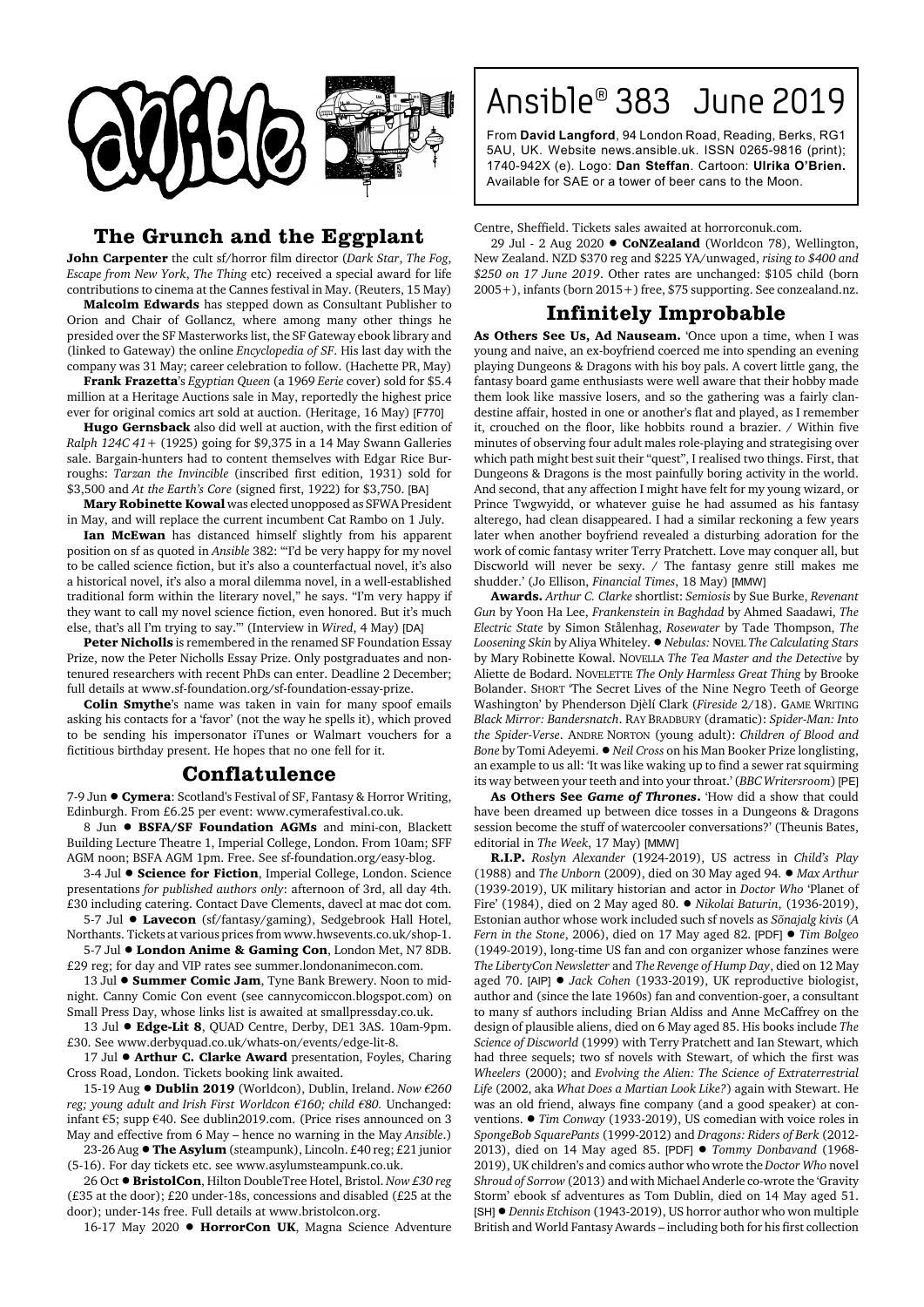# Ansible® 383 June 2019

From **David Langford**, 94 London Road, Reading, Berks, RG1 5AU, UK. Website news.ansible.uk. ISSN 0265-9816 (print); 1740-942X (e). Logo: **Dan Steffan**. Cartoon: **Ulrika O'Brien.** Available for SAE or a tower of beer cans to the Moon.

## The Grunch and the Eggplant

**John Carpenter** the cult sf/horror film director (*Dark Star*, *The Fog*, *Escape from New York*, *The Thing* etc) received a special award for life contributions to cinema at the Cannes festival in May. (Reuters, 15 May)

**Malcolm Edwards** has stepped down as Consultant Publisher to Orion and Chair of Gollancz, where among many other things he presided over the SF Masterworks list, the SF Gateway ebook library and (linked to Gateway) the online *Encyclopedia of SF*. His last day with the company was 31 May; career celebration to follow. (Hachette PR, May)

**Frank Frazetta**'s *Egyptian Queen* (a 1969 *Eerie* cover) sold for $5.4 million at a Heritage Auctions sale in May, reportedly the highest price ever for original comics art sold at auction. (Heritage, 16 May) [F770]

**Hugo Gernsback** also did well at auction, with the first edition of *Ralph 124C 41+* (1925) going for $9,375 in a 14 May Swann Galleries sale. Bargain-hunters had to content themselves with Edgar Rice Burroughs: *Tarzan the Invincible* (inscribed first edition, 1931) sold for $3,500 and *At the Earth's Core* (signed first, 1922) for $3,750. [BA]

**Mary Robinette Kowal** was elected unopposed as SFWA President in May, and will replace the current incumbent Cat Rambo on 1 July.

**Ian McEwan** has distanced himself slightly from his apparent position on sf as quoted in *Ansible* 382: '"I'd be very happy for my novel to be called science fiction, but it's also a counterfactual novel, it's also a historical novel, it's also a moral dilemma novel, in a well-established traditional form within the literary novel," he says. "I'm very happy if they want to call my novel science fiction, even honored. But it's much else, that's all I'm trying to say."' (Interview in *Wired*, 4 May) [DA]

**Peter Nicholls** is remembered in the renamed SF Foundation Essay Prize, now the Peter Nicholls Essay Prize. Only postgraduates and non-tenured researchers with recent PhDs can enter. Deadline 2 December; full details at www.sf-foundation.org/sf-foundation-essay-prize.

**Colin Smythe**'s name was taken in vain for many spoof emails asking his contacts for a 'favor' (not the way he spells it), which proved to be sending his impersonator iTunes or Walmart vouchers for a fictitious birthday present. He hopes that no one fell for it.

## Conflatulence

7-9 Jun ● **Cymera**: Scotland's Festival of SF, Fantasy & Horror Writing, Edinburgh. From £6.25 per event: www.cymerafestival.co.uk.

8 Jun ● **BSFA/SF Foundation AGMs** and mini-con, Blackett Building Lecture Theatre 1, Imperial College, London. From 10am; SFF AGM noon; BSFA AGM 1pm. Free. See sf-foundation.org/easy-blog.

3-4 Jul ● **Science for Fiction**, Imperial College, London. Science presentations *for published authors only*: afternoon of 3rd, all day 4th. £30 including catering. Contact Dave Clements, davecl at mac dot com.

5-7 Jul ● **Lavecon** (sf/fantasy/gaming), Sedgebrook Hall Hotel, Northants. Tickets at various prices from www.hwsevents.co.uk/shop-1.

5-7 Jul ● **London Anime & Gaming Con**, London Met, N7 8DB. £29 reg; for day and VIP rates see summer.londonanimecon.com.

13 Jul ● **Summer Comic Jam**, Tyne Bank Brewery. Noon to midnight. Canny Comic Con event (see cannycomiccon.blogspot.com) on Small Press Day, whose links list is awaited at smallpressday.co.uk.

13 Jul ● **Edge-Lit 8**, QUAD Centre, Derby, DE1 3AS. 10am-9pm. £30. See www.derbyquad.co.uk/whats-on/events/edge-lit-8.

17 Jul ● **Arthur C. Clarke Award** presentation, Foyles, Charing Cross Road, London. Tickets booking link awaited.

15-19 Aug ● **Dublin 2019** (Worldcon), Dublin, Ireland. *Now €260 reg; young adult and Irish First Worldcon €160; child €80.* Unchanged: infant €5; supp €40. See dublin2019.com. (Price rises announced on 3 May and effective from 6 May – hence no warning in the May *Ansible*.)

23-26 Aug ● **The Asylum** (steampunk), Lincoln. £40 reg; £21 junior (5-16). For day tickets etc. see www.asylumsteampunk.co.uk.

26 Oct ● **BristolCon**, Hilton DoubleTree Hotel, Bristol. *Now £30 reg* (£35 at the door); £20 under-18s, concessions and disabled (£25 at the door); under-14s free. Full details at www.bristolcon.org.

16-17 May 2020 ● **HorrorCon UK**, Magna Science Adventure Centre, Sheffield. Tickets sales awaited at horrorconuk.com.

29 Jul - 2 Aug 2020 ● **CoNZealand** (Worldcon 78), Wellington, New Zealand. NZD $370 reg and $225 YA/unwaged, *rising to $400 and $250 on 17 June 2019*. Other rates are unchanged: $105 child (born 2005+), infants (born 2015+) free, $75 supporting. See conzealand.nz.

## Infinitely Improbable

**As Others See Us, Ad Nauseam.** 'Once upon a time, when I was young and naive, an ex-boyfriend coerced me into spending an evening playing Dungeons & Dragons with his boy pals. A covert little gang, the fantasy board game enthusiasts were well aware that their hobby made them look like massive losers, and so the gathering was a fairly clandestine affair, hosted in one or another's flat and played, as I remember it, crouched on the floor, like hobbits round a brazier. / Within five minutes of observing four adult males role-playing and strategising over which path might best suit their "quest", I realised two things. First, that Dungeons & Dragons is the most painfully boring activity in the world. And second, that any affection I might have felt for my young wizard, or Prince Twgwyidd, or whatever guise he had assumed as his fantasy alterego, had clean disappeared. I had a similar reckoning a few years later when another boyfriend revealed a disturbing adoration for the work of comic fantasy writer Terry Pratchett. Love may conquer all, but Discworld will never be sexy. / The fantasy genre still makes me shudder.' (Jo Ellison, *Financial Times*, 18 May) [MMW]

**Awards.** *Arthur C. Clarke* shortlist: *Semiosis* by Sue Burke, *Revenant Gun* by Yoon Ha Lee, *Frankenstein in Baghdad* by Ahmed Saadawi, *The Electric State* by Simon Stålenhag, *Rosewater* by Tade Thompson, *The Loosening Skin* by Aliya Whiteley. ● *Nebulas:* NOVEL *The Calculating Stars* by Mary Robinette Kowal. NOVELLA *The Tea Master and the Detective* by Aliette de Bodard. NOVELETTE *The Only Harmless Great Thing* by Brooke Bolander. SHORT 'The Secret Lives of the Nine Negro Teeth of George Washington' by Phenderson Djèlí Clark (*Fireside* 2/18). GAME WRITING *Black Mirror: Bandersnatch*. RAY BRADBURY (dramatic): *Spider-Man: Into the Spider-Verse*. ANDRE NORTON (young adult): *Children of Blood and Bone* by Tomi Adeyemi. ● *Neil Cross* on his Man Booker Prize longlisting, an example to us all: 'It was like waking up to find a sewer rat squirming its way between your teeth and into your throat.' (*BBC Writersroom*) [PE]

**As Others See *Game of Thrones*.** 'How did a show that could have been dreamed up between dice tosses in a Dungeons & Dragons session become the stuff of watercooler conversations?' (Theunis Bates, editorial in *The Week*, 17 May) [MMW]

**R.I.P.** *Roslyn Alexander* (1924-2019), US actress in *Child's Play* (1988) and *The Unborn* (2009), died on 30 May aged 94. ● *Max Arthur* (1939-2019), UK military historian and actor in *Doctor Who* 'Planet of Fire' (1984), died on 2 May aged 80. ● *Nikolai Baturin*, (1936-2019), Estonian author whose work included such sf novels as *Sõnajalg kivis* (*A Fern in the Stone*, 2006), died on 17 May aged 82. [PDF] ● *Tim Bolgeo* (1949-2019), long-time US fan and con organizer whose fanzines were *The LibertyCon Newsletter* and *The Revenge of Hump Day*, died on 12 May aged 70. [AIP] ● *Jack Cohen* (1933-2019), UK reproductive biologist, author and (since the late 1960s) fan and convention-goer, a consultant to many sf authors including Brian Aldiss and Anne McCaffrey on the design of plausible aliens, died on 6 May aged 85. His books include *The Science of Discworld* (1999) with Terry Pratchett and Ian Stewart, which had three sequels; two sf novels with Stewart, of which the first was *Wheelers* (2000); and *Evolving the Alien: The Science of Extraterrestrial Life* (2002, aka *What Does a Martian Look Like?*) again with Stewart. He was an old friend, always fine company (and a good speaker) at conventions. ● *Tim Conway* (1933-2019), US comedian with voice roles in *SpongeBob SquarePants* (1999-2012) and *Dragons: Riders of Berk* (2012-2013), died on 14 May aged 85. [PDF] ● *Tommy Donbavand* (1968-2019), UK children's and comics author who wrote the *Doctor Who* novel *Shroud of Sorrow* (2013) and with Michael Anderle co-wrote the 'Gravity Storm' ebook sf adventures as Tom Dublin, died on 14 May aged 51. [SH] ● *Dennis Etchison* (1943-2019), US horror author who won multiple British and World Fantasy Awards – including both for his first collection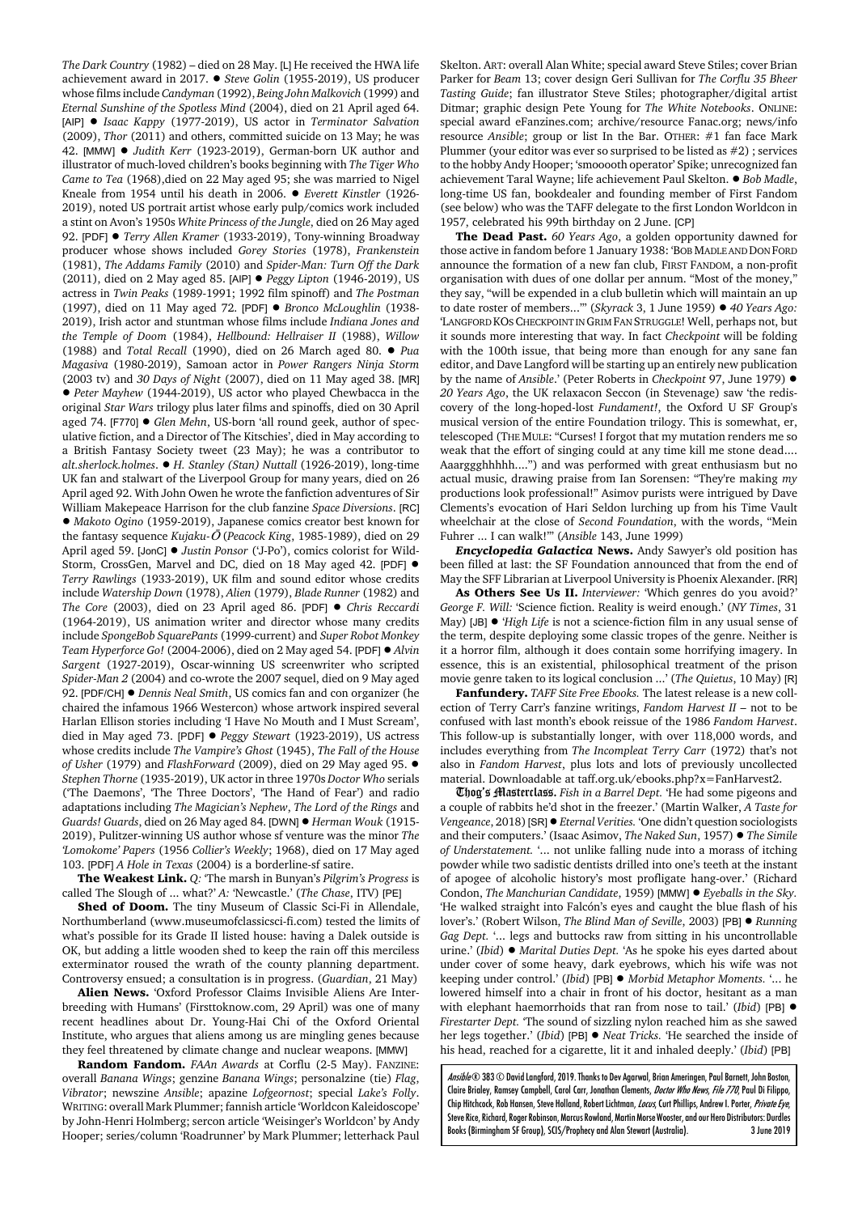*The Dark Country* (1982) – died on 28 May. [L] He received the HWA life achievement award in 2017. ● *Steve Golin* (1955-2019), US producer whose films include *Candyman* (1992), *Being John Malkovich* (1999) and *Eternal Sunshine of the Spotless Mind* (2004), died on 21 April aged 64. [AIP] ● *Isaac Kappy* (1977-2019), US actor in *Terminator Salvation* (2009), *Thor* (2011) and others, committed suicide on 13 May; he was 42. [MMW] ● *Judith Kerr* (1923-2019), German-born UK author and illustrator of much-loved children's books beginning with *The Tiger Who Came to Tea* (1968),died on 22 May aged 95; she was married to Nigel Kneale from 1954 until his death in 2006. ● *Everett Kinstler* (1926-2019), noted US portrait artist whose early pulp/comics work included a stint on Avon's 1950s *White Princess of the Jungle*, died on 26 May aged 92. [PDF] ● *Terry Allen Kramer* (1933-2019), Tony-winning Broadway producer whose shows included *Gorey Stories* (1978), *Frankenstein* (1981), *The Addams Family* (2010) and *Spider-Man: Turn Off the Dark* (2011), died on 2 May aged 85. [AIP] ● *Peggy Lipton* (1946-2019), US actress in *Twin Peaks* (1989-1991; 1992 film spinoff) and *The Postman* (1997), died on 11 May aged 72. [PDF] ● *Bronco McLoughlin* (1938-2019), Irish actor and stuntman whose films include *Indiana Jones and the Temple of Doom* (1984), *Hellbound: Hellraiser II* (1988), *Willow* (1988) and *Total Recall* (1990), died on 26 March aged 80. ● *Pua Magasiva* (1980-2019), Samoan actor in *Power Rangers Ninja Storm* (2003 tv) and *30 Days of Night* (2007), died on 11 May aged 38. [MR] ● *Peter Mayhew* (1944-2019), US actor who played Chewbacca in the original *Star Wars* trilogy plus later films and spinoffs, died on 30 April aged 74. [F770] ● *Glen Mehn*, US-born 'all round geek, author of speculative fiction, and a Director of The Kitschies', died in May according to a British Fantasy Society tweet (23 May); he was a contributor to *alt.sherlock.holmes*. ● *H. Stanley (Stan) Nuttall* (1926-2019), long-time UK fan and stalwart of the Liverpool Group for many years, died on 26 April aged 92. With John Owen he wrote the fanfiction adventures of Sir William Makepeace Harrison for the club fanzine *Space Diversions*. [RC] ● *Makoto Ogino* (1959-2019), Japanese comics creator best known for the fantasy sequence *Kujaku-Ō* (*Peacock King*, 1985-1989), died on 29 April aged 59. [JonC] ● *Justin Ponsor* ('J-Po'), comics colorist for Wild-Storm, CrossGen, Marvel and DC, died on 18 May aged 42. [PDF] ● *Terry Rawlings* (1933-2019), UK film and sound editor whose credits include *Watership Down* (1978), *Alien* (1979), *Blade Runner* (1982) and *The Core* (2003), died on 23 April aged 86. [PDF] ● *Chris Reccardi* (1964-2019), US animation writer and director whose many credits include *SpongeBob SquarePants* (1999-current) and *Super Robot Monkey Team Hyperforce Go!* (2004-2006), died on 2 May aged 54. [PDF] ● *Alvin Sargent* (1927-2019), Oscar-winning US screenwriter who scripted *Spider-Man 2* (2004) and co-wrote the 2007 sequel, died on 9 May aged 92. [PDF/CH] ● *Dennis Neal Smith*, US comics fan and con organizer (he chaired the infamous 1966 Westercon) whose artwork inspired several Harlan Ellison stories including 'I Have No Mouth and I Must Scream', died in May aged 73. [PDF] ● *Peggy Stewart* (1923-2019), US actress whose credits include *The Vampire's Ghost* (1945), *The Fall of the House of Usher* (1979) and *FlashForward* (2009), died on 29 May aged 95. ● *Stephen Thorne* (1935-2019), UK actor in three 1970s *Doctor Who* serials ('The Daemons', 'The Three Doctors', 'The Hand of Fear') and radio adaptations including *The Magician's Nephew*, *The Lord of the Rings* and *Guards! Guards!*, died on 26 May aged 84. [DWN] ● *Herman Wouk* (1915-2019), Pulitzer-winning US author whose sf venture was the minor *The 'Lomokome' Papers* (1956 *Collier's Weekly*; 1968), died on 17 May aged 103. [PDF] *A Hole in Texas* (2004) is a borderline-sf satire.

**The Weakest Link.** *Q:* 'The marsh in Bunyan's *Pilgrim's Progress* is called The Slough of ... what?' *A:* 'Newcastle.' (*The Chase*, ITV) [PE]

**Shed of Doom.** The tiny Museum of Classic Sci-Fi in Allendale, Northumberland (www.museumofclassicsci-fi.com) tested the limits of what's possible for its Grade II listed house: having a Dalek outside is OK, but adding a little wooden shed to keep the rain off this merciless exterminator roused the wrath of the county planning department. Controversy ensued; a consultation is in progress. (*Guardian*, 21 May)

**Alien News.** 'Oxford Professor Claims Invisible Aliens Are Interbreeding with Humans' (Firsttoknow.com, 29 April) was one of many recent headlines about Dr. Young-Hai Chi of the Oxford Oriental Institute, who argues that aliens among us are mingling genes because they feel threatened by climate change and nuclear weapons. [MMW]

**Random Fandom.** *FAAn Awards* at Corflu (2-5 May). FANZINE: overall *Banana Wings*; genzine *Banana Wings*; personalzine (tie) *Flag*, *Vibrator*; newszine *Ansible*; apazine *Lofgeornost*; special *Lake's Folly*. WRITING: overall Mark Plummer; fannish article 'Worldcon Kaleidoscope' by John-Henri Holmberg; sercon article 'Weisinger's Worldcon' by Andy Hooper; series/column 'Roadrunner' by Mark Plummer; letterhack Paul Skelton. ART: overall Alan White; special award Steve Stiles; cover Brian Parker for *Beam* 13; cover design Geri Sullivan for *The Corflu 35 Bheer Tasting Guide*; fan illustrator Steve Stiles; photographer/digital artist Ditmar; graphic design Pete Young for *The White Notebooks*. ONLINE: special award eFanzines.com; archive/resource Fanac.org; news/info resource *Ansible*; group or list In the Bar. OTHER: #1 fan face Mark Plummer (your editor was ever so surprised to be listed as #2) ; services to the hobby Andy Hooper; 'smooooth operator' Spike; unrecognized fan achievement Taral Wayne; life achievement Paul Skelton. ● *Bob Madle*, long-time US fan, bookdealer and founding member of First Fandom (see below) who was the TAFF delegate to the first London Worldcon in 1957, celebrated his 99th birthday on 2 June. [CP]

**The Dead Past.** *60 Years Ago*, a golden opportunity dawned for those active in fandom before 1 January 1938: 'BOB MADLE AND DON FORD announce the formation of a new fan club, FIRST FANDOM, a non-profit organisation with dues of one dollar per annum. "Most of the money," they say, "will be expended in a club bulletin which will maintain an up to date roster of members..."' (*Skyrack* 3, 1 June 1959) ● *40 Years Ago:* 'LANGFORD KOS CHECKPOINT IN GRIM FAN STRUGGLE! Well, perhaps not, but it sounds more interesting that way. In fact *Checkpoint* will be folding with the 100th issue, that being more than enough for any sane fan editor, and Dave Langford will be starting up an entirely new publication by the name of *Ansible*.' (Peter Roberts in *Checkpoint* 97, June 1979) ● *20 Years Ago*, the UK relaxacon Seccon (in Stevenage) saw 'the rediscovery of the long-hoped-lost *Fundament!*, the Oxford U SF Group's musical version of the entire Foundation trilogy. This is somewhat, er, telescoped (THE MULE: "Curses! I forgot that my mutation renders me so weak that the effort of singing could at any time kill me stone dead.... Aaarggghhhhh...."') and was performed with great enthusiasm but no actual music, drawing praise from Ian Sorensen: "They're making *my* productions look professional!" Asimov purists were intrigued by Dave Clements's evocation of Hari Seldon lurching up from his Time Vault wheelchair at the close of *Second Foundation*, with the words, "Mein Fuhrer ... I can walk!"' (*Ansible* 143, June 1999)

***Encyclopedia Galactica* News.** Andy Sawyer's old position has been filled at last: the SF Foundation announced that from the end of May the SFF Librarian at Liverpool University is Phoenix Alexander. [RR]

**As Others See Us II.** *Interviewer:* 'Which genres do you avoid?' *George F. Will:* 'Science fiction. Reality is weird enough.' (*NY Times*, 31 May) [JB] ● '*High Life* is not a science-fiction film in any usual sense of the term, despite deploying some classic tropes of the genre. Neither is it a horror film, although it does contain some horrifying imagery. In essence, this is an existential, philosophical treatment of the prison movie genre taken to its logical conclusion ...' (*The Quietus*, 10 May) [R]

**Fanfundery.** *TAFF Site Free Ebooks.* The latest release is a new collection of Terry Carr's fanzine writings, *Fandom Harvest II* – not to be confused with last month's ebook reissue of the 1986 *Fandom Harvest*. This follow-up is substantially longer, with over 118,000 words, and includes everything from *The Incompleat Terry Carr* (1972) that's not also in *Fandom Harvest*, plus lots and lots of previously uncollected material. Downloadable at taff.org.uk/ebooks.php?x=FanHarvest2.

**Thog's Masterclass.** *Fish in a Barrel Dept.* 'He had some pigeons and a couple of rabbits he'd shot in the freezer.' (Martin Walker, *A Taste for Vengeance*, 2018) [SR] ● *Eternal Verities.* 'One didn't question sociologists and their computers.' (Isaac Asimov, *The Naked Sun*, 1957) ● *The Simile of Understatement.* '... not unlike falling nude into a morass of itching powder while two sadistic dentists drilled into one's teeth at the instant of apogee of alcoholic history's most profligate hang-over.' (Richard Condon, *The Manchurian Candidate*, 1959) [MMW] ● *Eyeballs in the Sky.* 'He walked straight into Falcón's eyes and caught the blue flash of his lover's.' (Robert Wilson, *The Blind Man of Seville*, 2003) [PB] ● *Running Gag Dept.* '... legs and buttocks raw from sitting in his uncontrollable urine.' (*Ibid*) ● *Marital Duties Dept.* 'As he spoke his eyes darted about under cover of some heavy, dark eyebrows, which his wife was not keeping under control.' (*Ibid*) [PB] ● *Morbid Metaphor Moments.* '... he lowered himself into a chair in front of his doctor, hesitant as a man with elephant haemorrhoids that ran from nose to tail.' (*Ibid*) [PB] ● *Firestarter Dept.* 'The sound of sizzling nylon reached him as she sawed her legs together.' (*Ibid*) [PB] ● *Neat Tricks.* 'He searched the inside of his head, reached for a cigarette, lit it and inhaled deeply.' (*Ibid*) [PB]

*Ansible*® 383 © David Langford, 2019. Thanks to Dev Agarwal, Brian Ameringen, Paul Barnett, John Boston, Claire Brialey, Ramsey Campbell, Carol Carr, Jonathan Clements, *Doctor Who News*, *File 770*, Paul Di Filippo, Chip Hitchcock, Rob Hansen, Steve Holland, Robert Lichtman, *Locus*, Curt Phillips, Andrew I. Porter, *Private Eye*, Steve Rice, Richard, Roger Robinson, Marcus Rowland, Martin Morse Wooster, and our Hero Distributors: Durdles Books (Birmingham SF Group), SCIS/Prophecy and Alan Stewart (Australia). 3 June 2019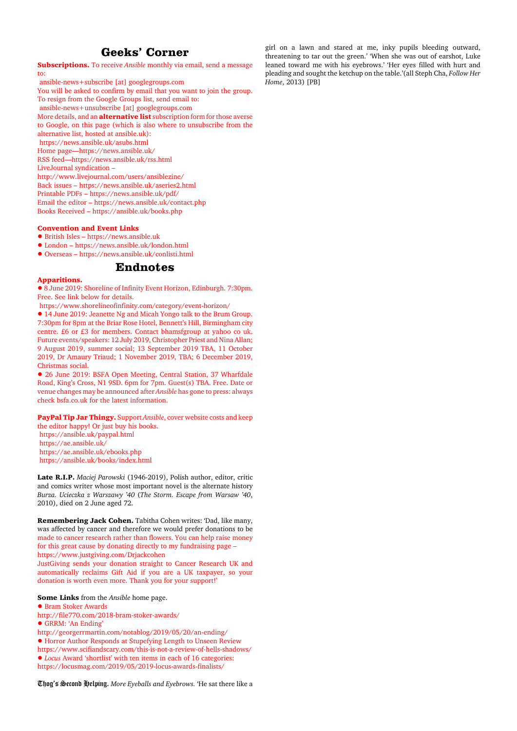## Geeks' Corner

**Subscriptions.** To receive *Ansible* monthly via email, send a message to:
ansible-news+subscribe [at] googlegroups.com
You will be asked to confirm by email that you want to join the group. To resign from the Google Groups list, send email to:
ansible-news+unsubscribe [at] googlegroups.com
More details, and an **alternative list** subscription form for those averse to Google, on this page (which is also where to unsubscribe from the alternative list, hosted at ansible.uk):
https://news.ansible.uk/asubs.html
Home page—https://news.ansible.uk/
RSS feed—https://news.ansible.uk/rss.html
LiveJournal syndication –
http://www.livejournal.com/users/ansiblezine/
Back issues – https://news.ansible.uk/aseries2.html
Printable PDFs – https://news.ansible.uk/pdf/
Email the editor – https://news.ansible.uk/contact.php
Books Received – https://ansible.uk/books.php

**Convention and Event Links**

- British Isles – https://news.ansible.uk
- London – https://news.ansible.uk/london.html
- Overseas – https://news.ansible.uk/conlisti.html

## Endnotes

**Apparitions.**

- 8 June 2019: Shoreline of Infinity Event Horizon, Edinburgh. 7:30pm. Free. See link below for details.
https://www.shorelineofinfinity.com/category/event-horizon/
- 14 June 2019: Jeanette Ng and Micah Yongo talk to the Brum Group. 7:30pm for 8pm at the Briar Rose Hotel, Bennett's Hill, Birmingham city centre. £6 or £3 for members. Contact bhamsfgroup at yahoo co uk. Future events/speakers: 12 July 2019, Christopher Priest and Nina Allan; 9 August 2019, summer social; 13 September 2019 TBA, 11 October 2019, Dr Amaury Triaud; 1 November 2019, TBA; 6 December 2019, Christmas social.
- 26 June 2019: BSFA Open Meeting, Central Station, 37 Wharfdale Road, King's Cross, N1 9SD. 6pm for 7pm. Guest(s) TBA. Free. Date or venue changes may be announced after *Ansible* has gone to press: always check bsfa.co.uk for the latest information.

**PayPal Tip Jar Thingy.** Support *Ansible*, cover website costs and keep the editor happy! Or just buy his books.
https://ansible.uk/paypal.html
https://ae.ansible.uk/
https://ae.ansible.uk/ebooks.php
https://ansible.uk/books/index.html

**Late R.I.P.** *Maciej Parowski* (1946-2019), Polish author, editor, critic and comics writer whose most important novel is the alternate history *Burza. Ucieczka z Warszawy '40* (*The Storm. Escape from Warsaw '40*, 2010), died on 2 June aged 72.

**Remembering Jack Cohen.** Tabitha Cohen writes: 'Dad, like many, was affected by cancer and therefore we would prefer donations to be made to cancer research rather than flowers. You can help raise money for this great cause by donating directly to my fundraising page –
https://www.justgiving.com/Drjackcohen
JustGiving sends your donation straight to Cancer Research UK and automatically reclaims Gift Aid if you are a UK taxpayer, so your donation is worth even more. Thank you for your support!'

**Some Links** from the *Ansible* home page.

- Bram Stoker Awards
http://file770.com/2018-bram-stoker-awards/
- GRRM: 'An Ending'
http://georgerrmartin.com/notablog/2019/05/20/an-ending/
- Horror Author Responds at Stupefying Length to Unseen Review
https://www.scifiandscary.com/this-is-not-a-review-of-hells-shadows/
- *Locus* Award 'shortlist' with ten items in each of 16 categories:
https://locusmag.com/2019/05/2019-locus-awards-finalists/

**Thog's Second Helping.** *More Eyeballs and Eyebrows.* 'He sat there like a girl on a lawn and stared at me, inky pupils bleeding outward, threatening to tar out the green.' 'When she was out of earshot, Luke leaned toward me with his eyebrows.' 'Her eyes filled with hurt and pleading and sought the ketchup on the table.'(all Steph Cha, *Follow Her Home*, 2013) [PB]